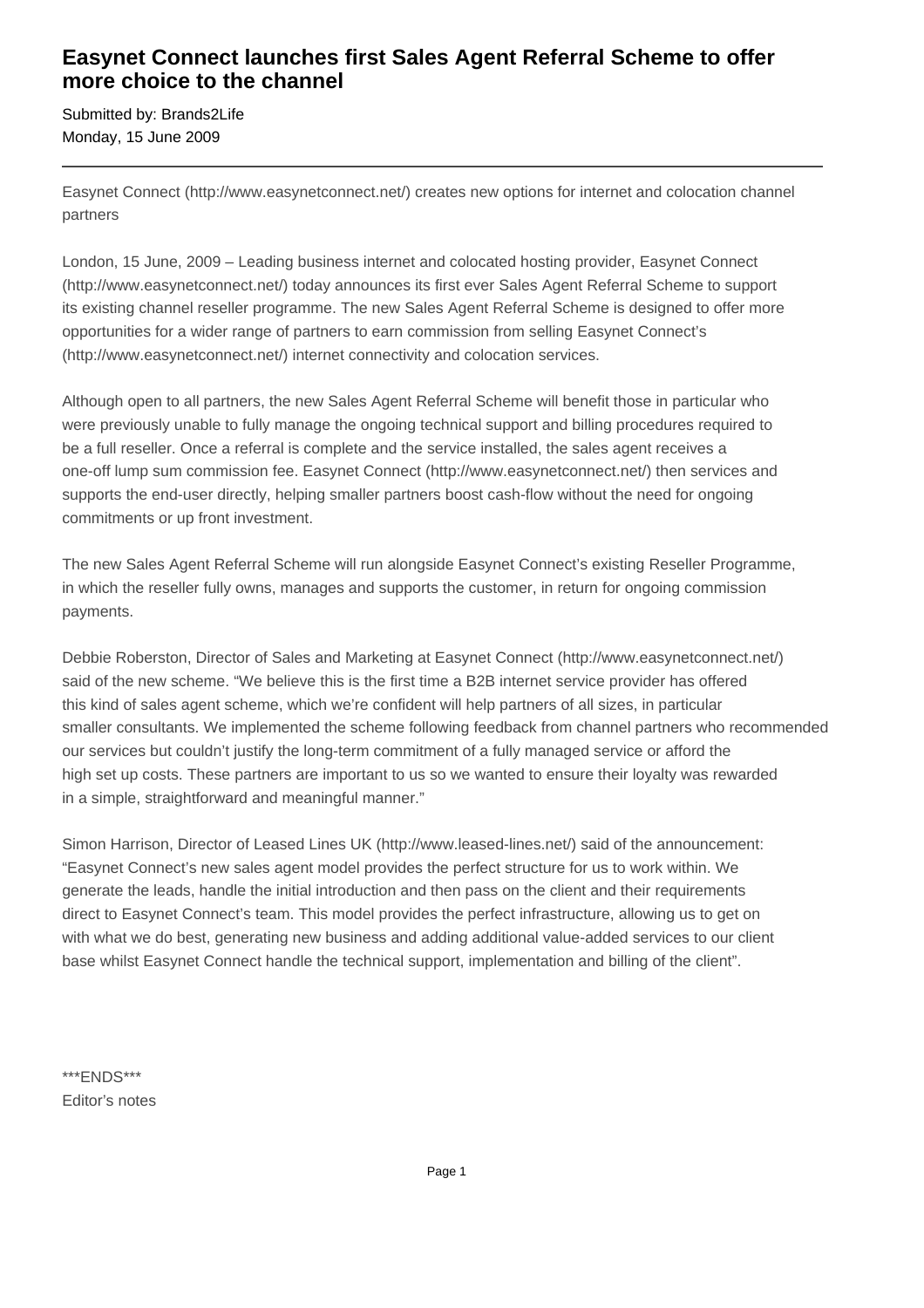# Easynet Connect launches first Sales Agent Referral Scheme to offer more choice to the channel

Submitted by: Brands2Life
Monday, 15 June 2009

---

Easynet Connect (http://www.easynetconnect.net/) creates new options for internet and colocation channel partners

London, 15 June, 2009 – Leading business internet and colocated hosting provider, Easynet Connect (http://www.easynetconnect.net/) today announces its first ever Sales Agent Referral Scheme to support its existing channel reseller programme. The new Sales Agent Referral Scheme is designed to offer more opportunities for a wider range of partners to earn commission from selling Easynet Connect's (http://www.easynetconnect.net/) internet connectivity and colocation services.

Although open to all partners, the new Sales Agent Referral Scheme will benefit those in particular who were previously unable to fully manage the ongoing technical support and billing procedures required to be a full reseller. Once a referral is complete and the service installed, the sales agent receives a one-off lump sum commission fee. Easynet Connect (http://www.easynetconnect.net/) then services and supports the end-user directly, helping smaller partners boost cash-flow without the need for ongoing commitments or up front investment.

The new Sales Agent Referral Scheme will run alongside Easynet Connect's existing Reseller Programme, in which the reseller fully owns, manages and supports the customer, in return for ongoing commission payments.

Debbie Roberston, Director of Sales and Marketing at Easynet Connect (http://www.easynetconnect.net/) said of the new scheme. "We believe this is the first time a B2B internet service provider has offered this kind of sales agent scheme, which we're confident will help partners of all sizes, in particular smaller consultants. We implemented the scheme following feedback from channel partners who recommended our services but couldn't justify the long-term commitment of a fully managed service or afford the high set up costs. These partners are important to us so we wanted to ensure their loyalty was rewarded in a simple, straightforward and meaningful manner."

Simon Harrison, Director of Leased Lines UK (http://www.leased-lines.net/) said of the announcement: "Easynet Connect's new sales agent model provides the perfect structure for us to work within. We generate the leads, handle the initial introduction and then pass on the client and their requirements direct to Easynet Connect's team. This model provides the perfect infrastructure, allowing us to get on with what we do best, generating new business and adding additional value-added services to our client base whilst Easynet Connect handle the technical support, implementation and billing of the client".

***ENDS***
Editor's notes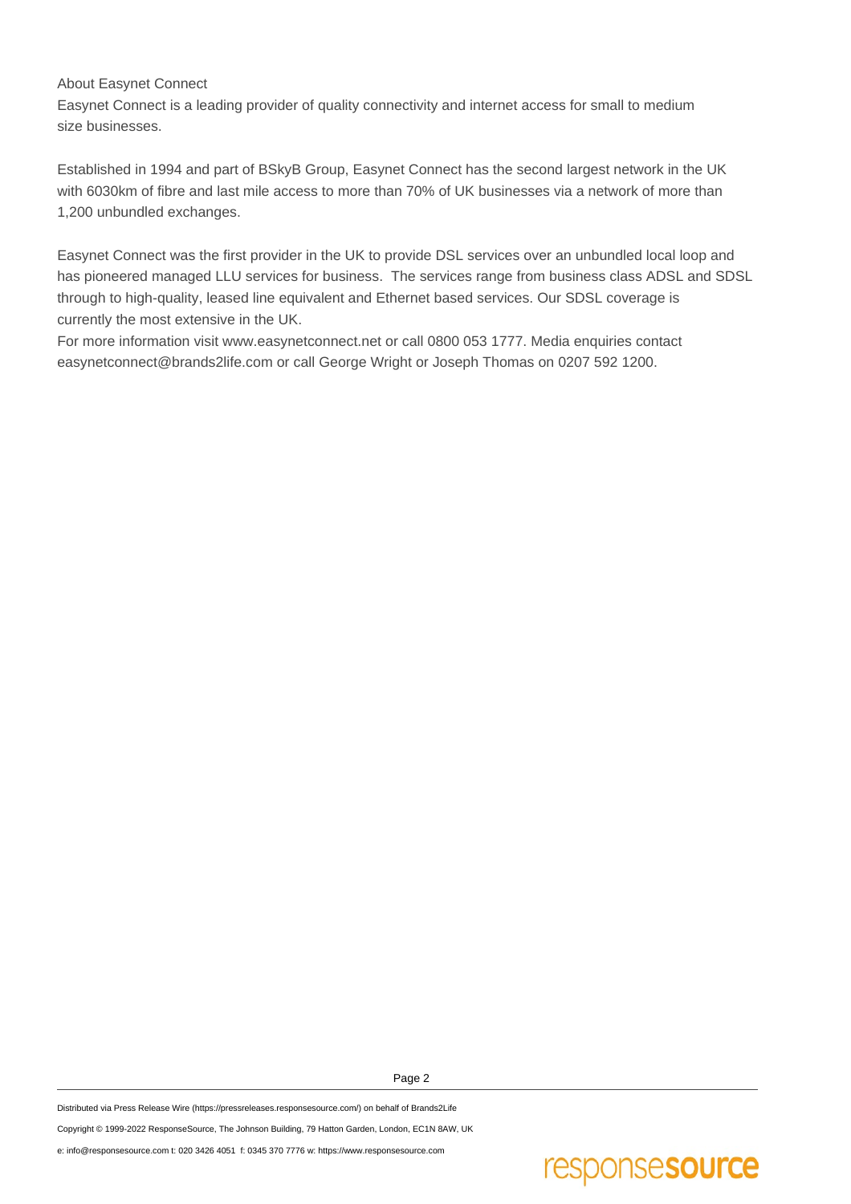About Easynet Connect

Easynet Connect is a leading provider of quality connectivity and internet access for small to medium size businesses.

Established in 1994 and part of BSkyB Group, Easynet Connect has the second largest network in the UK with 6030km of fibre and last mile access to more than 70% of UK businesses via a network of more than 1,200 unbundled exchanges.

Easynet Connect was the first provider in the UK to provide DSL services over an unbundled local loop and has pioneered managed LLU services for business. The services range from business class ADSL and SDSL through to high-quality, leased line equivalent and Ethernet based services. Our SDSL coverage is currently the most extensive in the UK.

For more information visit www.easynetconnect.net or call 0800 053 1777. Media enquiries contact easynetconnect@brands2life.com or call George Wright or Joseph Thomas on 0207 592 1200.